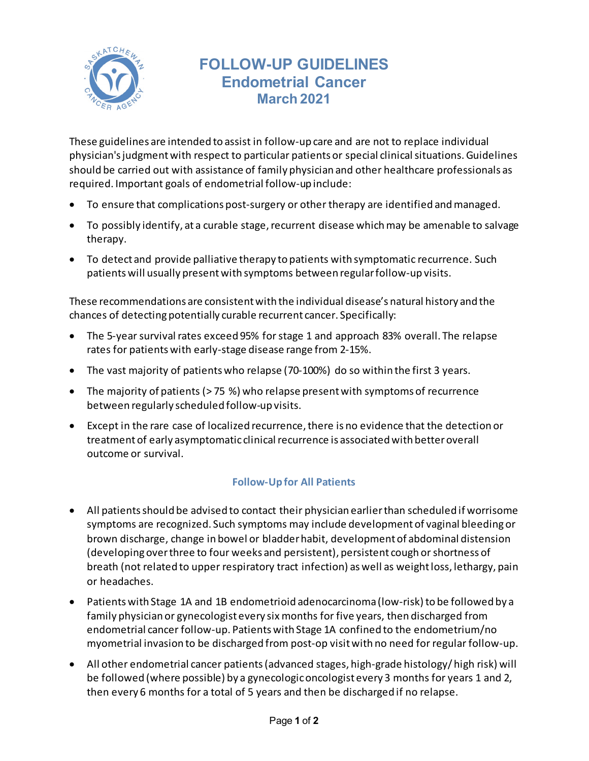# FOLLOW-UP GUIDELINES
## Endometrial Cancer
### March 2021

These guidelines are intended to assist in follow-up care and are not to replace individual physician's judgment with respect to particular patients or special clinical situations. Guidelines should be carried out with assistance of family physician and other healthcare professionals as required. Important goals of endometrial follow-up include:

- To ensure that complications post-surgery or other therapy are identified and managed.
- To possibly identify, at a curable stage, recurrent disease which may be amenable to salvage therapy.
- To detect and provide palliative therapy to patients with symptomatic recurrence. Such patients will usually present with symptoms between regular follow-up visits.

These recommendations are consistent with the individual disease's natural history and the chances of detecting potentially curable recurrent cancer. Specifically:

- The 5-year survival rates exceed 95% for stage 1 and approach 83% overall. The relapse rates for patients with early-stage disease range from 2-15%.
- The vast majority of patients who relapse (70-100%) do so within the first 3 years.
- The majority of patients (> 75 %) who relapse present with symptoms of recurrence between regularly scheduled follow-up visits.
- Except in the rare case of localized recurrence, there is no evidence that the detection or treatment of early asymptomatic clinical recurrence is associated with better overall outcome or survival.

#### Follow-Up for All Patients

- All patients should be advised to contact their physician earlier than scheduled if worrisome symptoms are recognized. Such symptoms may include development of vaginal bleeding or brown discharge, change in bowel or bladder habit, development of abdominal distension (developing over three to four weeks and persistent), persistent cough or shortness of breath (not related to upper respiratory tract infection) as well as weight loss, lethargy, pain or headaches.
- Patients with Stage 1A and 1B endometrioid adenocarcinoma (low-risk) to be followed by a family physician or gynecologist every six months for five years, then discharged from endometrial cancer follow-up. Patients with Stage 1A confined to the endometrium/no myometrial invasion to be discharged from post-op visit with no need for regular follow-up.
- All other endometrial cancer patients (advanced stages, high-grade histology/ high risk) will be followed (where possible) by a gynecologic oncologist every 3 months for years 1 and 2, then every 6 months for a total of 5 years and then be discharged if no relapse.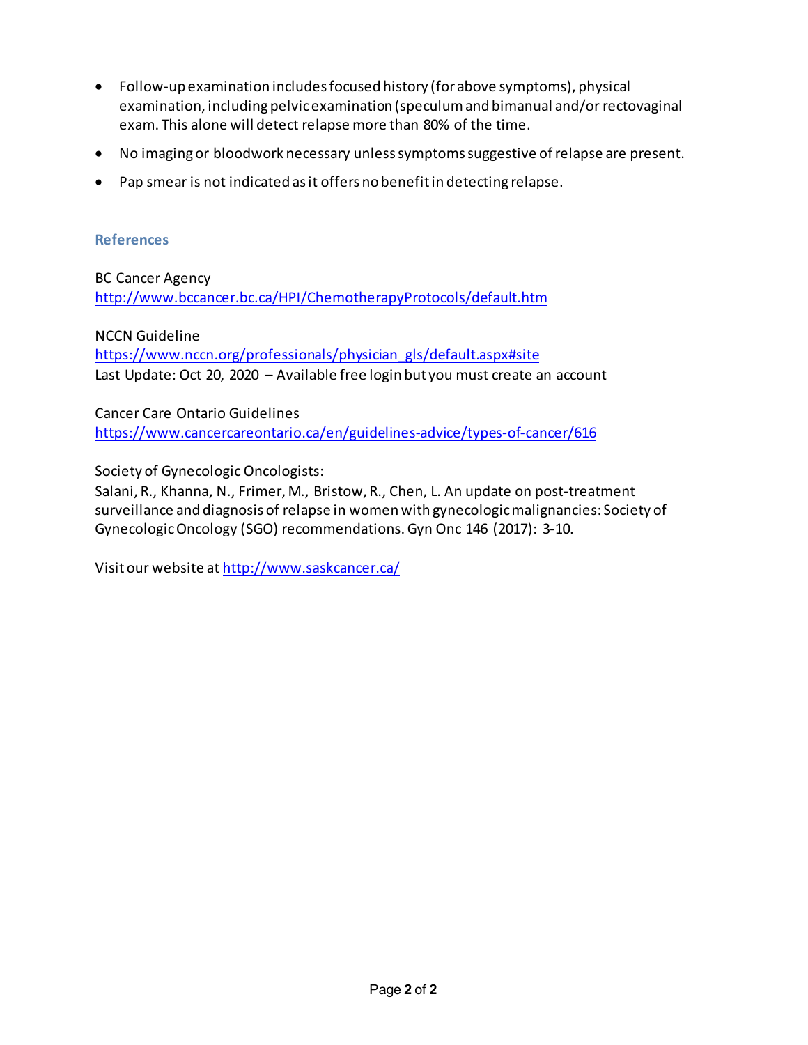- Follow-up examination includes focused history (for above symptoms), physical examination, including pelvic examination (speculum and bimanual and/or rectovaginal exam. This alone will detect relapse more than 80% of the time.
- No imaging or bloodwork necessary unless symptoms suggestive of relapse are present.
- Pap smear is not indicated as it offers no benefit in detecting relapse.

## References

BC Cancer Agency
http://www.bccancer.bc.ca/HPI/ChemotherapyProtocols/default.htm

NCCN Guideline
https://www.nccn.org/professionals/physician_gls/default.aspx#site
Last Update: Oct 20, 2020 – Available free login but you must create an account

Cancer Care Ontario Guidelines
https://www.cancercareontario.ca/en/guidelines-advice/types-of-cancer/616

Society of Gynecologic Oncologists:
Salani, R., Khanna, N., Frimer, M., Bristow, R., Chen, L. An update on post-treatment surveillance and diagnosis of relapse in women with gynecologic malignancies: Society of Gynecologic Oncology (SGO) recommendations. Gyn Onc 146 (2017): 3-10.

Visit our website at http://www.saskcancer.ca/